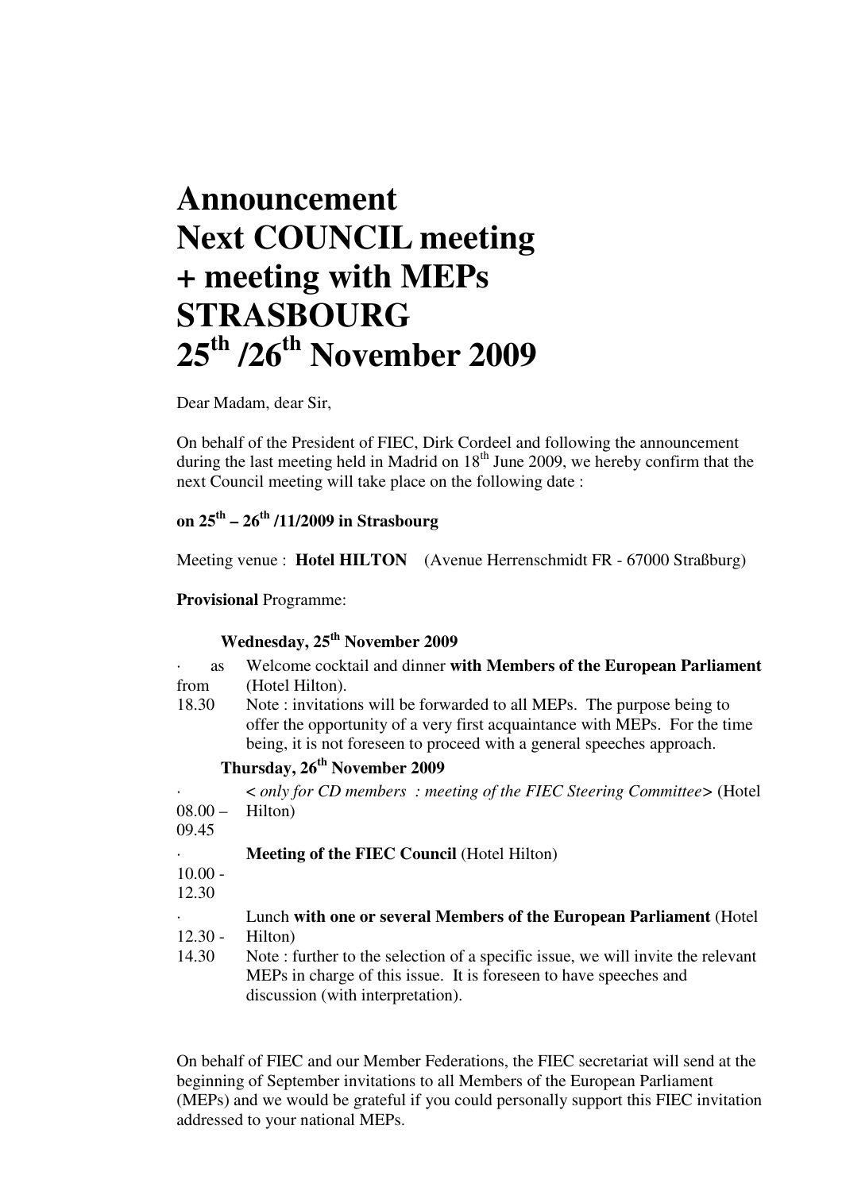# Announcement
# Next COUNCIL meeting
# + meeting with MEPs
# STRASBOURG
# 25th /26th November 2009

Dear Madam, dear Sir,

On behalf of the President of FIEC, Dirk Cordeel and following the announcement during the last meeting held in Madrid on 18th June 2009, we hereby confirm that the next Council meeting will take place on the following date :

**on 25th – 26th /11/2009 in Strasbourg**

Meeting venue : **Hotel HILTON** (Avenue Herrenschmidt FR - 67000 Straßburg)

**Provisional** Programme:

**Wednesday, 25th November 2009**

- as from 18.30 — Welcome cocktail and dinner **with Members of the European Parliament** (Hotel Hilton).
  Note : invitations will be forwarded to all MEPs. The purpose being to offer the opportunity of a very first acquaintance with MEPs. For the time being, it is not foreseen to proceed with a general speeches approach.

**Thursday, 26th November 2009**

- 08.00 – 09.45 — < *only for CD members : meeting of the FIEC Steering Committee*> (Hotel Hilton)
- 10.00 - 12.30 — **Meeting of the FIEC Council** (Hotel Hilton)
- 12.30 - 14.30 — Lunch **with one or several Members of the European Parliament** (Hotel Hilton)
  Note : further to the selection of a specific issue, we will invite the relevant MEPs in charge of this issue. It is foreseen to have speeches and discussion (with interpretation).

On behalf of FIEC and our Member Federations, the FIEC secretariat will send at the beginning of September invitations to all Members of the European Parliament (MEPs) and we would be grateful if you could personally support this FIEC invitation addressed to your national MEPs.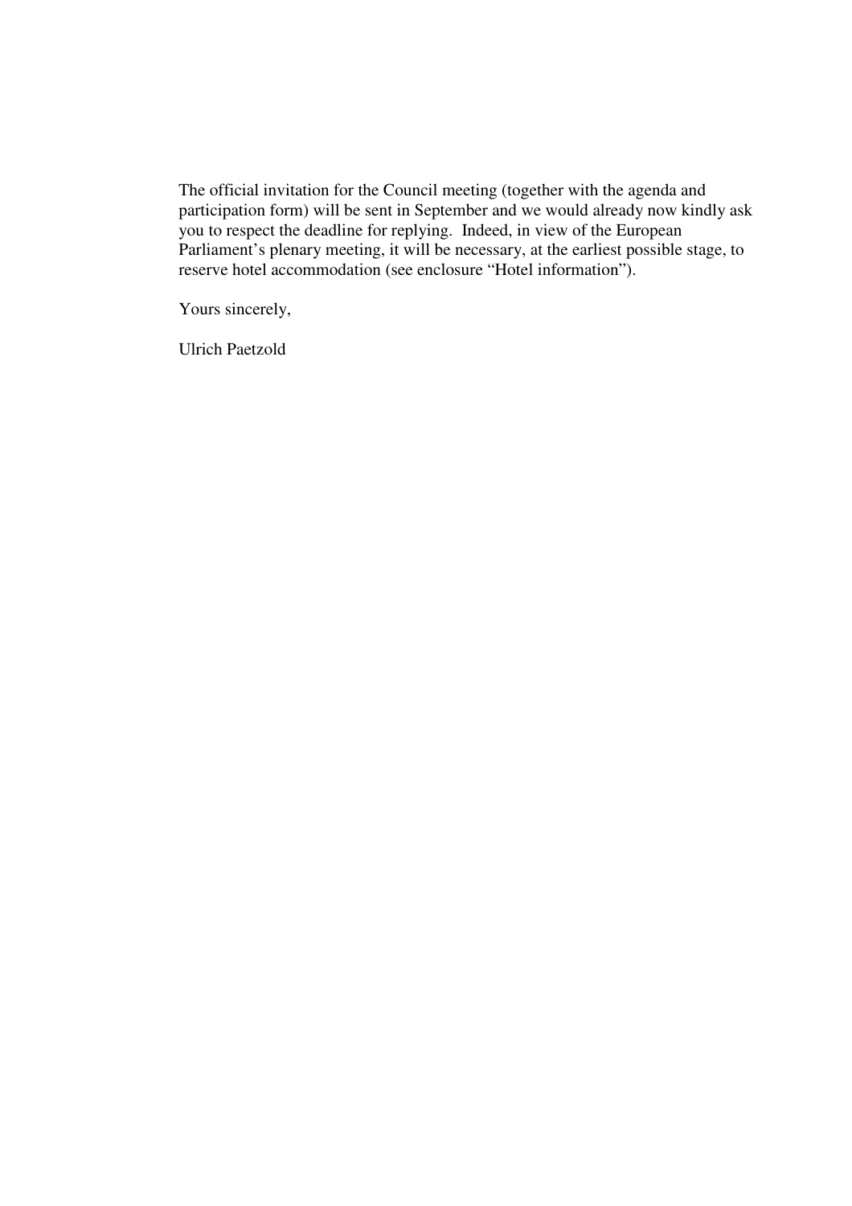The official invitation for the Council meeting (together with the agenda and participation form) will be sent in September and we would already now kindly ask you to respect the deadline for replying. Indeed, in view of the European Parliament's plenary meeting, it will be necessary, at the earliest possible stage, to reserve hotel accommodation (see enclosure "Hotel information").

Yours sincerely,

Ulrich Paetzold